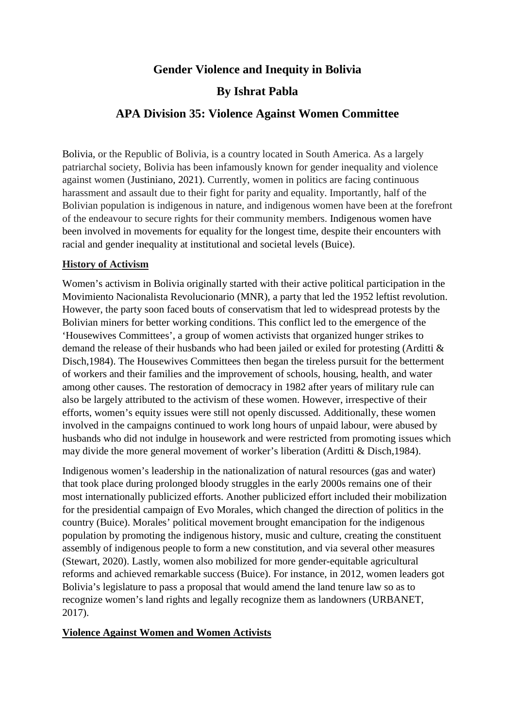# Gender Violence and Inequity in Bolivia

## By Ishrat Pabla

## APA Division 35: Violence Against Women Committee

Bolivia, or the Republic of Bolivia, is a country located in South America. As a largely patriarchal society, Bolivia has been infamously known for gender inequality and violence against women (Justiniano, 2021). Currently, women in politics are facing continuous harassment and assault due to their fight for parity and equality. Importantly, half of the Bolivian population is indigenous in nature, and indigenous women have been at the forefront of the endeavour to secure rights for their community members. Indigenous women have been involved in movements for equality for the longest time, despite their encounters with racial and gender inequality at institutional and societal levels (Buice).

**History of Activism**

Women's activism in Bolivia originally started with their active political participation in the Movimiento Nacionalista Revolucionario (MNR), a party that led the 1952 leftist revolution. However, the party soon faced bouts of conservatism that led to widespread protests by the Bolivian miners for better working conditions. This conflict led to the emergence of the 'Housewives Committees', a group of women activists that organized hunger strikes to demand the release of their husbands who had been jailed or exiled for protesting (Arditti & Disch,1984). The Housewives Committees then began the tireless pursuit for the betterment of workers and their families and the improvement of schools, housing, health, and water among other causes. The restoration of democracy in 1982 after years of military rule can also be largely attributed to the activism of these women. However, irrespective of their efforts, women's equity issues were still not openly discussed. Additionally, these women involved in the campaigns continued to work long hours of unpaid labour, were abused by husbands who did not indulge in housework and were restricted from promoting issues which may divide the more general movement of worker's liberation (Arditti & Disch,1984).

Indigenous women's leadership in the nationalization of natural resources (gas and water) that took place during prolonged bloody struggles in the early 2000s remains one of their most internationally publicized efforts. Another publicized effort included their mobilization for the presidential campaign of Evo Morales, which changed the direction of politics in the country (Buice). Morales' political movement brought emancipation for the indigenous population by promoting the indigenous history, music and culture, creating the constituent assembly of indigenous people to form a new constitution, and via several other measures (Stewart, 2020). Lastly, women also mobilized for more gender-equitable agricultural reforms and achieved remarkable success (Buice). For instance, in 2012, women leaders got Bolivia's legislature to pass a proposal that would amend the land tenure law so as to recognize women's land rights and legally recognize them as landowners (URBANET, 2017).

**Violence Against Women and Women Activists**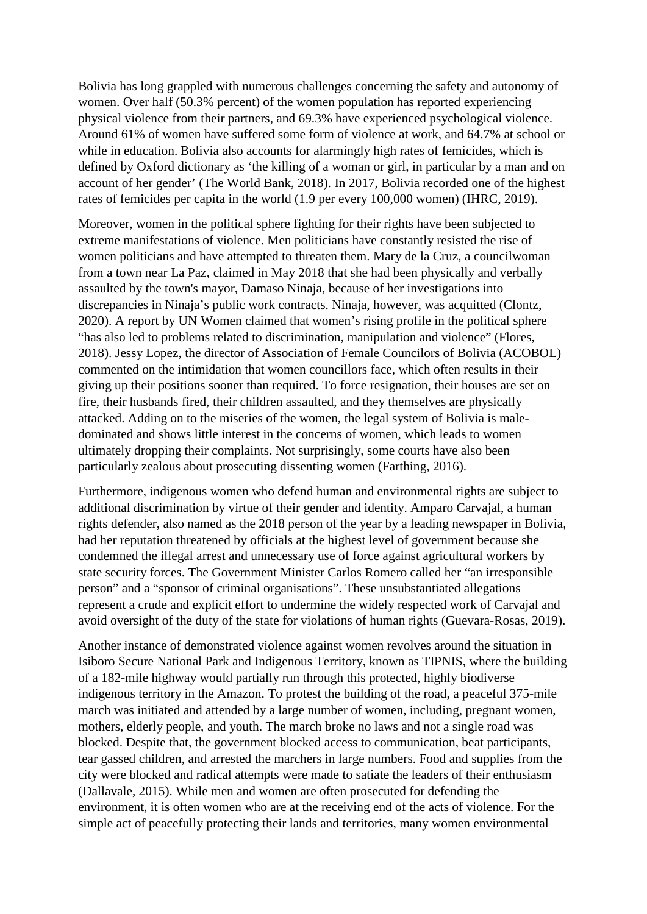Bolivia has long grappled with numerous challenges concerning the safety and autonomy of women. Over half (50.3% percent) of the women population has reported experiencing physical violence from their partners, and 69.3% have experienced psychological violence. Around 61% of women have suffered some form of violence at work, and 64.7% at school or while in education. Bolivia also accounts for alarmingly high rates of femicides, which is defined by Oxford dictionary as 'the killing of a woman or girl, in particular by a man and on account of her gender' (The World Bank, 2018). In 2017, Bolivia recorded one of the highest rates of femicides per capita in the world (1.9 per every 100,000 women) (IHRC, 2019).

Moreover, women in the political sphere fighting for their rights have been subjected to extreme manifestations of violence. Men politicians have constantly resisted the rise of women politicians and have attempted to threaten them. Mary de la Cruz, a councilwoman from a town near La Paz, claimed in May 2018 that she had been physically and verbally assaulted by the town's mayor, Damaso Ninaja, because of her investigations into discrepancies in Ninaja's public work contracts. Ninaja, however, was acquitted (Clontz, 2020). A report by UN Women claimed that women's rising profile in the political sphere "has also led to problems related to discrimination, manipulation and violence" (Flores, 2018). Jessy Lopez, the director of Association of Female Councilors of Bolivia (ACOBOL) commented on the intimidation that women councillors face, which often results in their giving up their positions sooner than required. To force resignation, their houses are set on fire, their husbands fired, their children assaulted, and they themselves are physically attacked. Adding on to the miseries of the women, the legal system of Bolivia is male-dominated and shows little interest in the concerns of women, which leads to women ultimately dropping their complaints. Not surprisingly, some courts have also been particularly zealous about prosecuting dissenting women (Farthing, 2016).

Furthermore, indigenous women who defend human and environmental rights are subject to additional discrimination by virtue of their gender and identity. Amparo Carvajal, a human rights defender, also named as the 2018 person of the year by a leading newspaper in Bolivia, had her reputation threatened by officials at the highest level of government because she condemned the illegal arrest and unnecessary use of force against agricultural workers by state security forces. The Government Minister Carlos Romero called her "an irresponsible person" and a "sponsor of criminal organisations". These unsubstantiated allegations represent a crude and explicit effort to undermine the widely respected work of Carvajal and avoid oversight of the duty of the state for violations of human rights (Guevara-Rosas, 2019).

Another instance of demonstrated violence against women revolves around the situation in Isiboro Secure National Park and Indigenous Territory, known as TIPNIS, where the building of a 182-mile highway would partially run through this protected, highly biodiverse indigenous territory in the Amazon. To protest the building of the road, a peaceful 375-mile march was initiated and attended by a large number of women, including, pregnant women, mothers, elderly people, and youth. The march broke no laws and not a single road was blocked. Despite that, the government blocked access to communication, beat participants, tear gassed children, and arrested the marchers in large numbers. Food and supplies from the city were blocked and radical attempts were made to satiate the leaders of their enthusiasm (Dallavale, 2015). While men and women are often prosecuted for defending the environment, it is often women who are at the receiving end of the acts of violence. For the simple act of peacefully protecting their lands and territories, many women environmental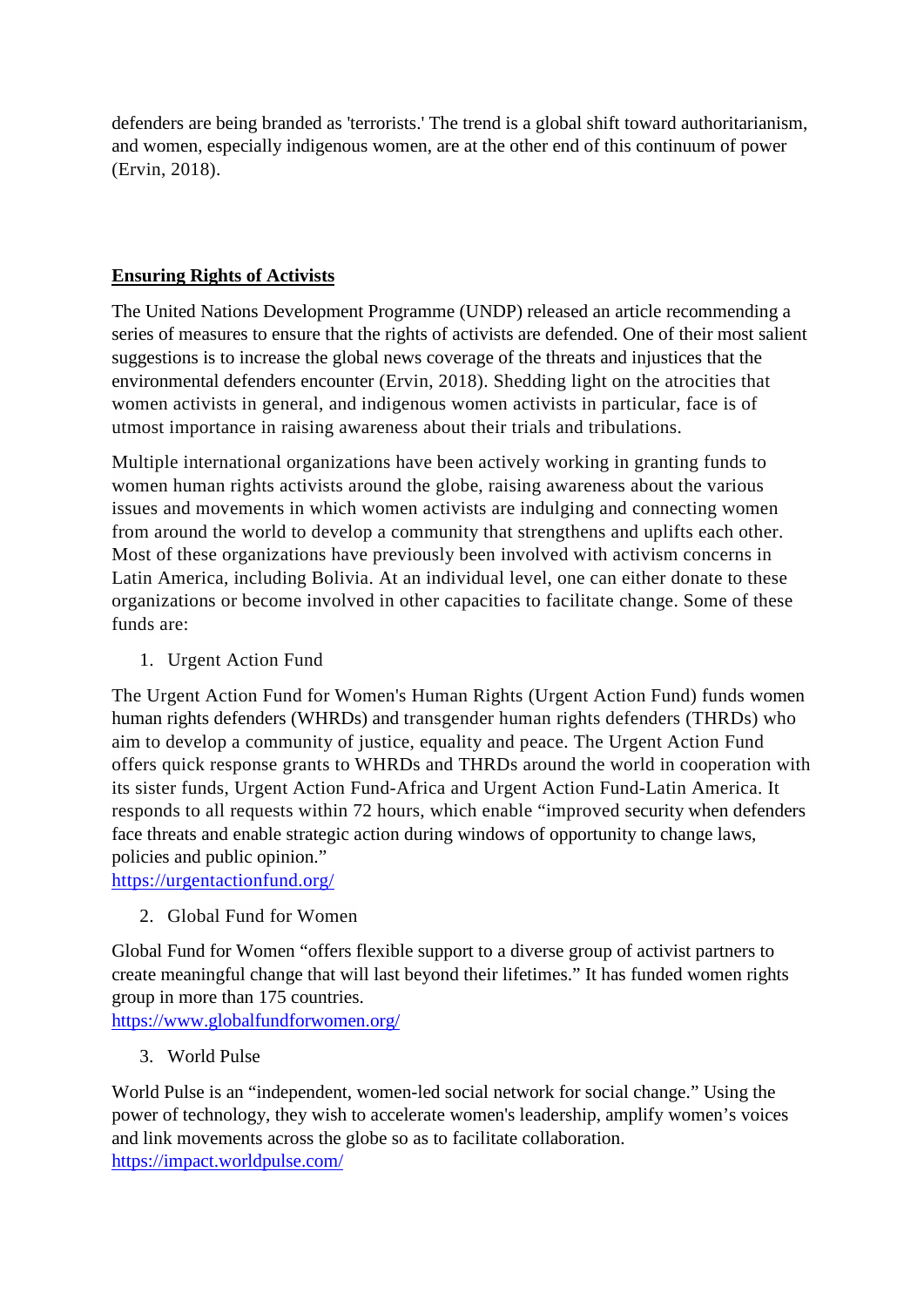defenders are being branded as 'terrorists.' The trend is a global shift toward authoritarianism, and women, especially indigenous women, are at the other end of this continuum of power (Ervin, 2018).

## Ensuring Rights of Activists

The United Nations Development Programme (UNDP) released an article recommending a series of measures to ensure that the rights of activists are defended. One of their most salient suggestions is to increase the global news coverage of the threats and injustices that the environmental defenders encounter (Ervin, 2018). Shedding light on the atrocities that women activists in general, and indigenous women activists in particular, face is of utmost importance in raising awareness about their trials and tribulations.

Multiple international organizations have been actively working in granting funds to women human rights activists around the globe, raising awareness about the various issues and movements in which women activists are indulging and connecting women from around the world to develop a community that strengthens and uplifts each other. Most of these organizations have previously been involved with activism concerns in Latin America, including Bolivia. At an individual level, one can either donate to these organizations or become involved in other capacities to facilitate change. Some of these funds are:

1. Urgent Action Fund

The Urgent Action Fund for Women's Human Rights (Urgent Action Fund) funds women human rights defenders (WHRDs) and transgender human rights defenders (THRDs) who aim to develop a community of justice, equality and peace. The Urgent Action Fund offers quick response grants to WHRDs and THRDs around the world in cooperation with its sister funds, Urgent Action Fund-Africa and Urgent Action Fund-Latin America. It responds to all requests within 72 hours, which enable "improved security when defenders face threats and enable strategic action during windows of opportunity to change laws, policies and public opinion."
https://urgentactionfund.org/

2. Global Fund for Women

Global Fund for Women "offers flexible support to a diverse group of activist partners to create meaningful change that will last beyond their lifetimes." It has funded women rights group in more than 175 countries.
https://www.globalfundforwomen.org/

3. World Pulse

World Pulse is an "independent, women-led social network for social change." Using the power of technology, they wish to accelerate women's leadership, amplify women's voices and link movements across the globe so as to facilitate collaboration.
https://impact.worldpulse.com/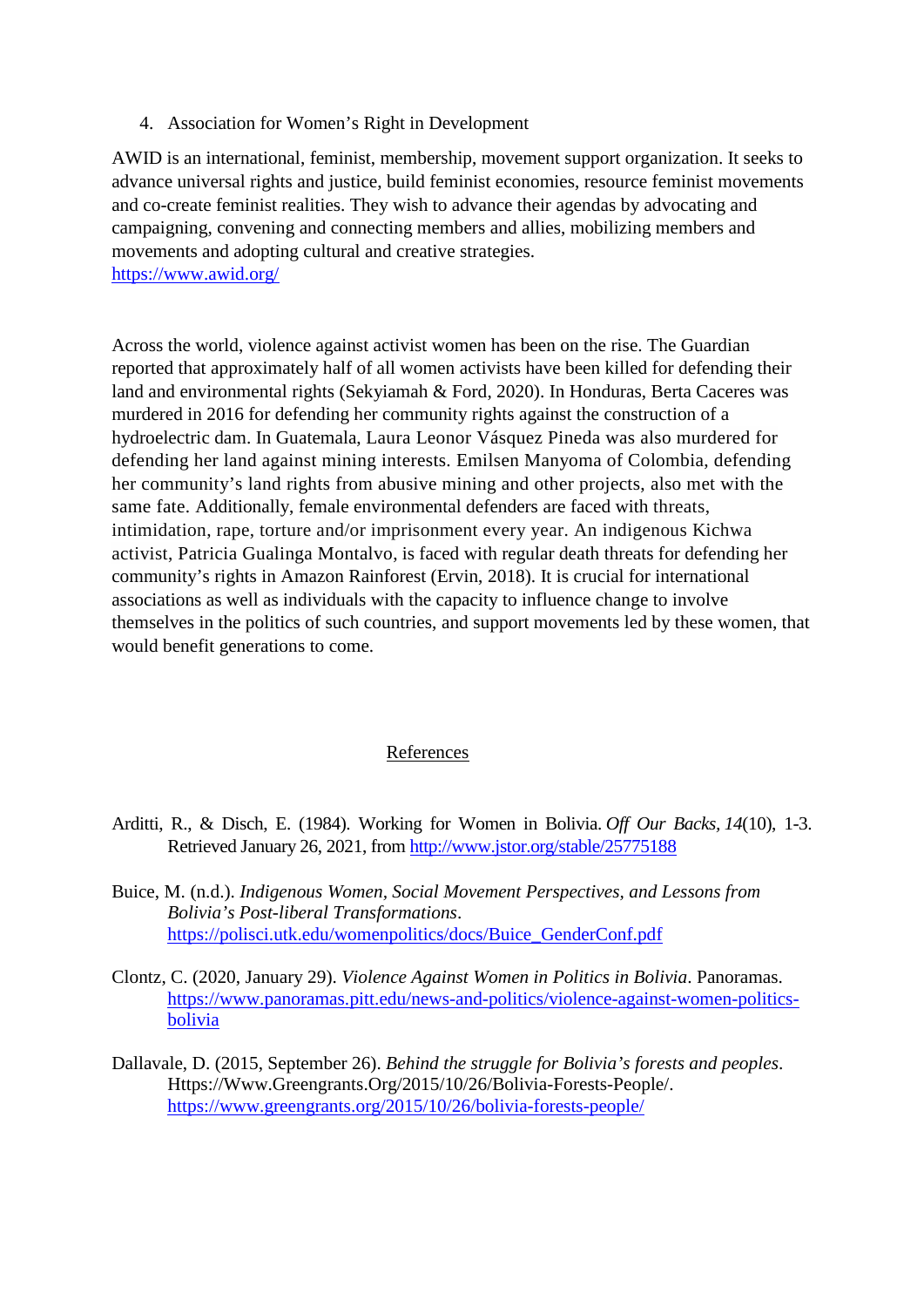4. Association for Women's Right in Development

AWID is an international, feminist, membership, movement support organization. It seeks to advance universal rights and justice, build feminist economies, resource feminist movements and co-create feminist realities. They wish to advance their agendas by advocating and campaigning, convening and connecting members and allies, mobilizing members and movements and adopting cultural and creative strategies.
https://www.awid.org/

Across the world, violence against activist women has been on the rise. The Guardian reported that approximately half of all women activists have been killed for defending their land and environmental rights (Sekyiamah & Ford, 2020). In Honduras, Berta Caceres was murdered in 2016 for defending her community rights against the construction of a hydroelectric dam. In Guatemala, Laura Leonor Vásquez Pineda was also murdered for defending her land against mining interests. Emilsen Manyoma of Colombia, defending her community's land rights from abusive mining and other projects, also met with the same fate. Additionally, female environmental defenders are faced with threats, intimidation, rape, torture and/or imprisonment every year. An indigenous Kichwa activist, Patricia Gualinga Montalvo, is faced with regular death threats for defending her community's rights in Amazon Rainforest (Ervin, 2018). It is crucial for international associations as well as individuals with the capacity to influence change to involve themselves in the politics of such countries, and support movements led by these women, that would benefit generations to come.

## References

Arditti, R., & Disch, E. (1984). Working for Women in Bolivia. *Off Our Backs, 14*(10), 1-3. Retrieved January 26, 2021, from http://www.jstor.org/stable/25775188

Buice, M. (n.d.). *Indigenous Women, Social Movement Perspectives, and Lessons from Bolivia's Post-liberal Transformations*. https://polisci.utk.edu/womenpolitics/docs/Buice_GenderConf.pdf

Clontz, C. (2020, January 29). *Violence Against Women in Politics in Bolivia*. Panoramas. https://www.panoramas.pitt.edu/news-and-politics/violence-against-women-politics-bolivia

Dallavale, D. (2015, September 26). *Behind the struggle for Bolivia's forests and peoples*. Https://Www.Greengrants.Org/2015/10/26/Bolivia-Forests-People/. https://www.greengrants.org/2015/10/26/bolivia-forests-people/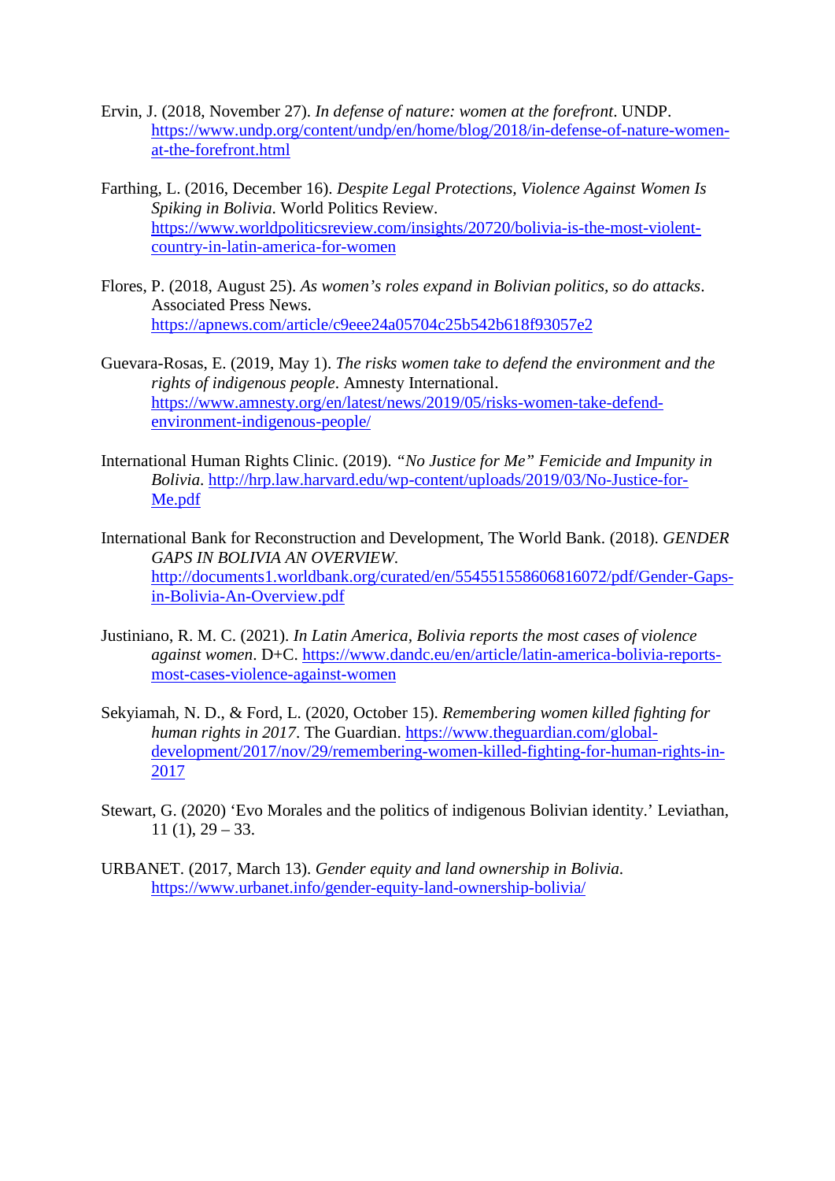Ervin, J. (2018, November 27). *In defense of nature: women at the forefront*. UNDP. https://www.undp.org/content/undp/en/home/blog/2018/in-defense-of-nature-women-at-the-forefront.html

Farthing, L. (2016, December 16). *Despite Legal Protections, Violence Against Women Is Spiking in Bolivia*. World Politics Review. https://www.worldpoliticsreview.com/insights/20720/bolivia-is-the-most-violent-country-in-latin-america-for-women

Flores, P. (2018, August 25). *As women's roles expand in Bolivian politics, so do attacks*. Associated Press News. https://apnews.com/article/c9eee24a05704c25b542b618f93057e2

Guevara-Rosas, E. (2019, May 1). *The risks women take to defend the environment and the rights of indigenous people*. Amnesty International. https://www.amnesty.org/en/latest/news/2019/05/risks-women-take-defend-environment-indigenous-people/

International Human Rights Clinic. (2019). *"No Justice for Me" Femicide and Impunity in Bolivia*. http://hrp.law.harvard.edu/wp-content/uploads/2019/03/No-Justice-for-Me.pdf

International Bank for Reconstruction and Development, The World Bank. (2018). *GENDER GAPS IN BOLIVIA AN OVERVIEW*. http://documents1.worldbank.org/curated/en/554551558606816072/pdf/Gender-Gaps-in-Bolivia-An-Overview.pdf

Justiniano, R. M. C. (2021). *In Latin America, Bolivia reports the most cases of violence against women*. D+C. https://www.dandc.eu/en/article/latin-america-bolivia-reports-most-cases-violence-against-women

Sekyiamah, N. D., & Ford, L. (2020, October 15). *Remembering women killed fighting for human rights in 2017*. The Guardian. https://www.theguardian.com/global-development/2017/nov/29/remembering-women-killed-fighting-for-human-rights-in-2017

Stewart, G. (2020) 'Evo Morales and the politics of indigenous Bolivian identity.' Leviathan, 11 (1), 29 – 33.

URBANET. (2017, March 13). *Gender equity and land ownership in Bolivia*. https://www.urbanet.info/gender-equity-land-ownership-bolivia/